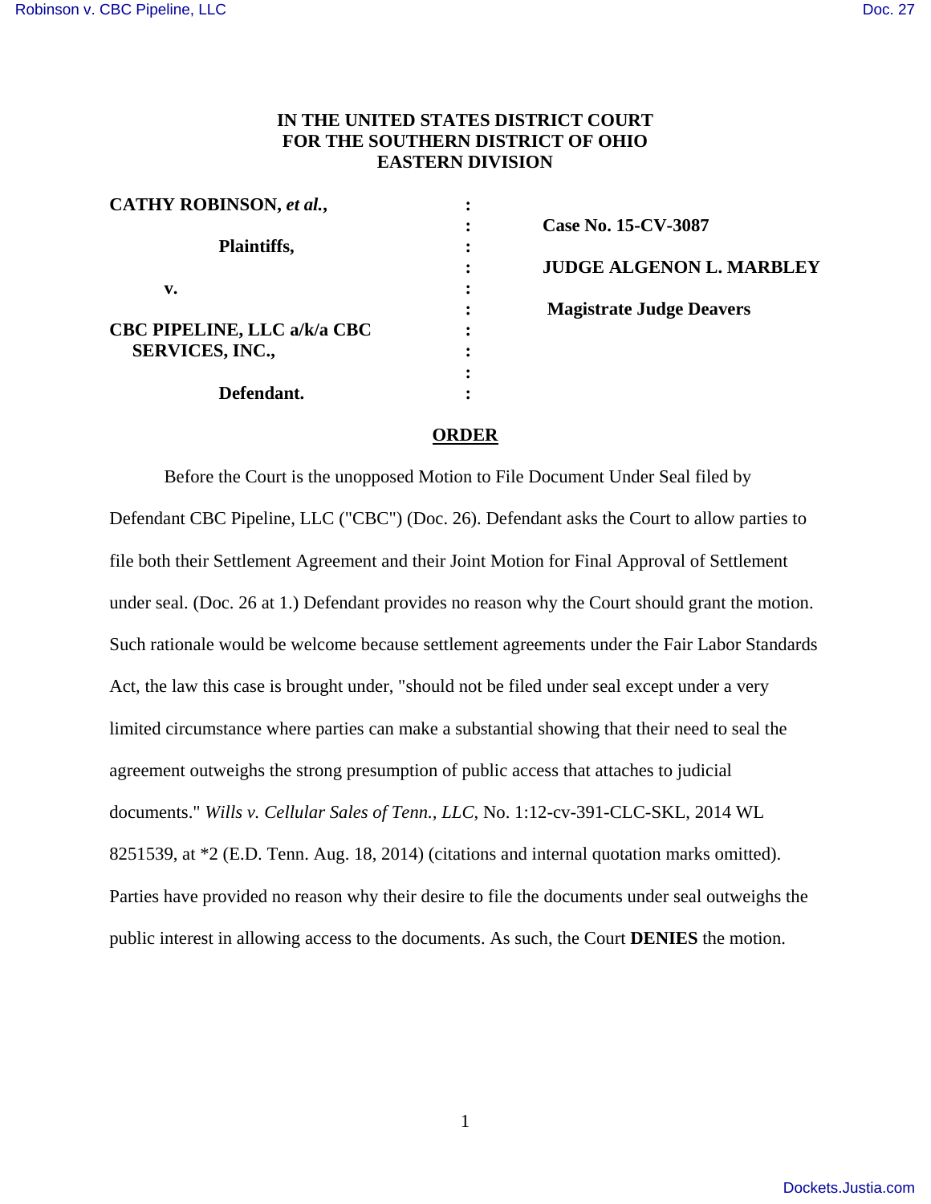**IN THE UNITED STATES DISTRICT COURT**
**FOR THE SOUTHERN DISTRICT OF OHIO**
**EASTERN DIVISION**

| | | |
|---|---|---|
| **CATHY ROBINSON, *et al.*,** | : | |
| | : | **Case No. 15-CV-3087** |
| **Plaintiffs,** | : | |
| | : | **JUDGE ALGENON L. MARBLEY** |
| **v.** | : | |
| | : | **Magistrate Judge Deavers** |
| **CBC PIPELINE, LLC a/k/a CBC SERVICES, INC.,** | : | |
| | : | |
| **Defendant.** | : | |

**ORDER**

Before the Court is the unopposed Motion to File Document Under Seal filed by Defendant CBC Pipeline, LLC ("CBC") (Doc. 26). Defendant asks the Court to allow parties to file both their Settlement Agreement and their Joint Motion for Final Approval of Settlement under seal. (Doc. 26 at 1.) Defendant provides no reason why the Court should grant the motion. Such rationale would be welcome because settlement agreements under the Fair Labor Standards Act, the law this case is brought under, "should not be filed under seal except under a very limited circumstance where parties can make a substantial showing that their need to seal the agreement outweighs the strong presumption of public access that attaches to judicial documents." *Wills v. Cellular Sales of Tenn., LLC*, No. 1:12-cv-391-CLC-SKL, 2014 WL 8251539, at *2 (E.D. Tenn. Aug. 18, 2014) (citations and internal quotation marks omitted). Parties have provided no reason why their desire to file the documents under seal outweighs the public interest in allowing access to the documents. As such, the Court **DENIES** the motion.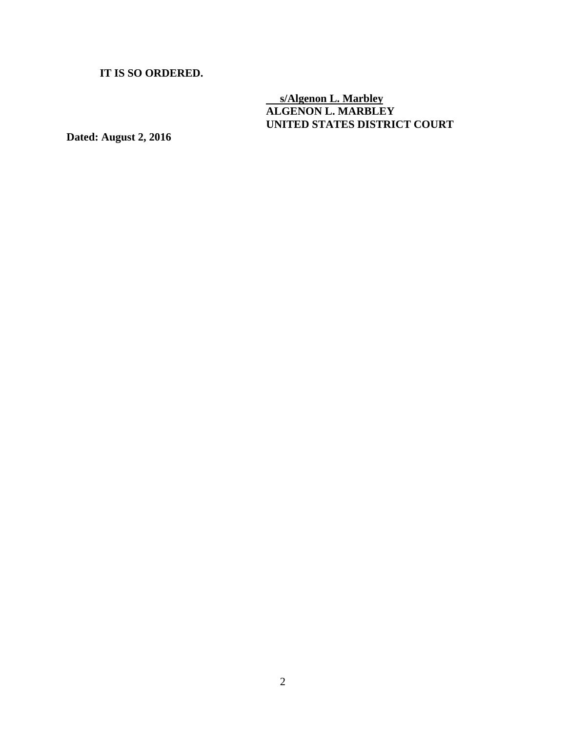**IT IS SO ORDERED.**

**s/Algenon L. Marbley**
**ALGENON L. MARBLEY**
**UNITED STATES DISTRICT COURT**

**Dated: August 2, 2016**